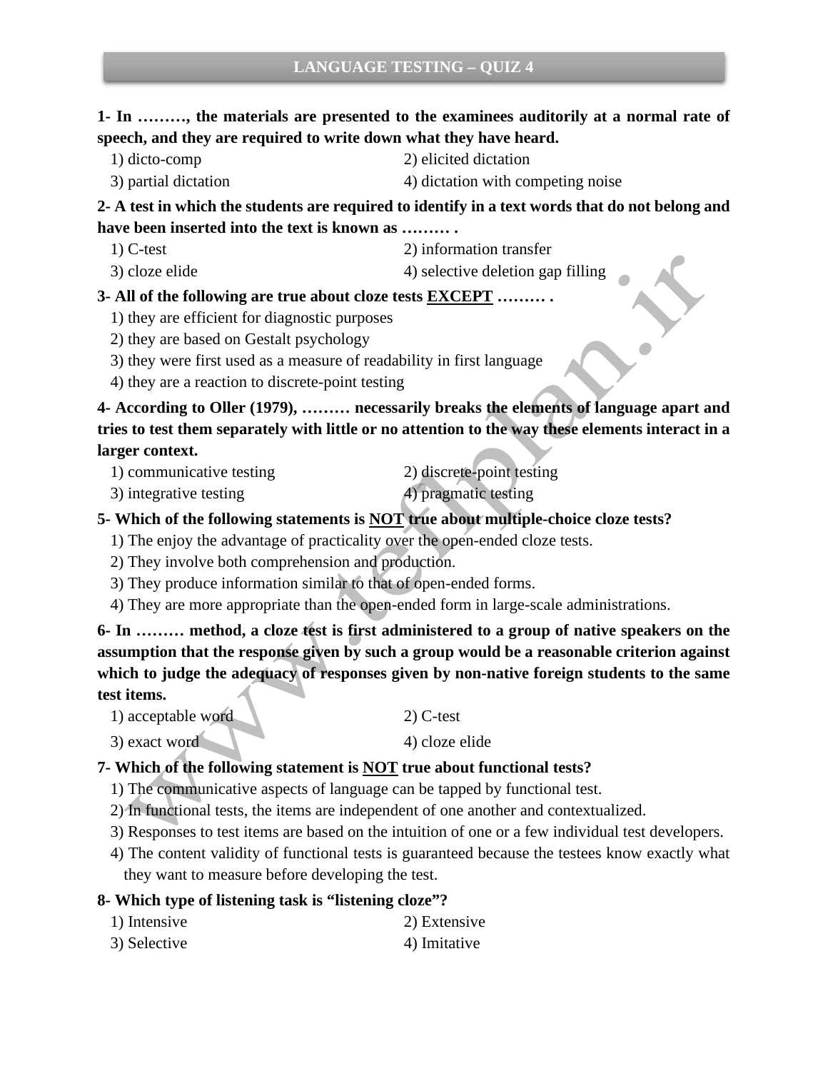# LANGUAGE TESTING – QUIZ 4

**1- In ………, the materials are presented to the examinees auditorily at a normal rate of speech, and they are required to write down what they have heard.**

1) dicto-comp
2) elicited dictation
3) partial dictation
4) dictation with competing noise

**2- A test in which the students are required to identify in a text words that do not belong and have been inserted into the text is known as ……… .**

1) C-test
2) information transfer
3) cloze elide
4) selective deletion gap filling

**3- All of the following are true about cloze tests EXCEPT ……… .**

1) they are efficient for diagnostic purposes
2) they are based on Gestalt psychology
3) they were first used as a measure of readability in first language
4) they are a reaction to discrete-point testing

**4- According to Oller (1979), ……… necessarily breaks the elements of language apart and tries to test them separately with little or no attention to the way these elements interact in a larger context.**

1) communicative testing
2) discrete-point testing
3) integrative testing
4) pragmatic testing

**5- Which of the following statements is NOT true about multiple-choice cloze tests?**

1) The enjoy the advantage of practicality over the open-ended cloze tests.
2) They involve both comprehension and production.
3) They produce information similar to that of open-ended forms.
4) They are more appropriate than the open-ended form in large-scale administrations.

**6- In ……… method, a cloze test is first administered to a group of native speakers on the assumption that the response given by such a group would be a reasonable criterion against which to judge the adequacy of responses given by non-native foreign students to the same test items.**

1) acceptable word
2) C-test
3) exact word
4) cloze elide

**7- Which of the following statement is NOT true about functional tests?**

1) The communicative aspects of language can be tapped by functional test.
2) In functional tests, the items are independent of one another and contextualized.
3) Responses to test items are based on the intuition of one or a few individual test developers.
4) The content validity of functional tests is guaranteed because the testees know exactly what they want to measure before developing the test.

**8- Which type of listening task is "listening cloze"?**

1) Intensive
2) Extensive
3) Selective
4) Imitative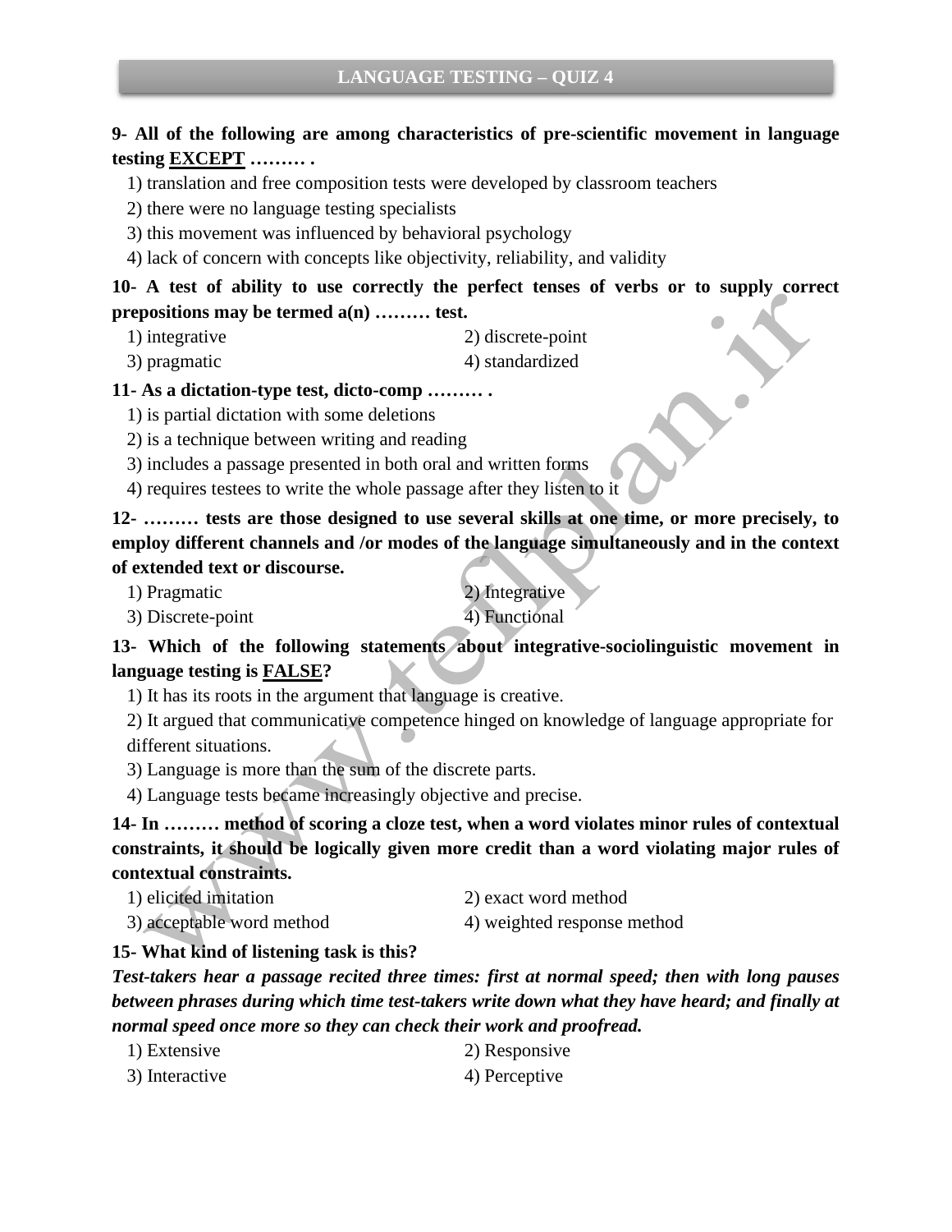**9- All of the following are among characteristics of pre-scientific movement in language testing EXCEPT ……… .**

1) translation and free composition tests were developed by classroom teachers
2) there were no language testing specialists
3) this movement was influenced by behavioral psychology
4) lack of concern with concepts like objectivity, reliability, and validity

**10- A test of ability to use correctly the perfect tenses of verbs or to supply correct prepositions may be termed a(n) ……… test.**

1) integrative
2) discrete-point
3) pragmatic
4) standardized

**11- As a dictation-type test, dicto-comp ……… .**

1) is partial dictation with some deletions
2) is a technique between writing and reading
3) includes a passage presented in both oral and written forms
4) requires testees to write the whole passage after they listen to it

**12- ……… tests are those designed to use several skills at one time, or more precisely, to employ different channels and /or modes of the language simultaneously and in the context of extended text or discourse.**

1) Pragmatic
2) Integrative
3) Discrete-point
4) Functional

**13- Which of the following statements about integrative-sociolinguistic movement in language testing is FALSE?**

1) It has its roots in the argument that language is creative.
2) It argued that communicative competence hinged on knowledge of language appropriate for different situations.
3) Language is more than the sum of the discrete parts.
4) Language tests became increasingly objective and precise.

**14- In ……… method of scoring a cloze test, when a word violates minor rules of contextual constraints, it should be logically given more credit than a word violating major rules of contextual constraints.**

1) elicited imitation
2) exact word method
3) acceptable word method
4) weighted response method

**15- What kind of listening task is this?**

***Test-takers hear a passage recited three times: first at normal speed; then with long pauses between phrases during which time test-takers write down what they have heard; and finally at normal speed once more so they can check their work and proofread.***

1) Extensive
2) Responsive
3) Interactive
4) Perceptive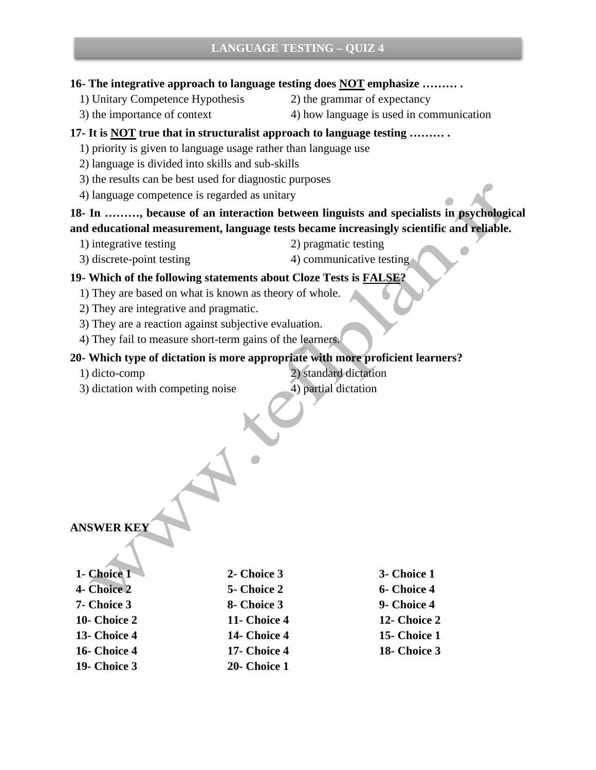**16- The integrative approach to language testing does NOT emphasize ……… .**

1) Unitary Competence Hypothesis
2) the grammar of expectancy
3) the importance of context
4) how language is used in communication

**17- It is NOT true that in structuralist approach to language testing ……… .**

1) priority is given to language usage rather than language use
2) language is divided into skills and sub-skills
3) the results can be best used for diagnostic purposes
4) language competence is regarded as unitary

**18- In ………, because of an interaction between linguists and specialists in psychological and educational measurement, language tests became increasingly scientific and reliable.**

1) integrative testing
2) pragmatic testing
3) discrete-point testing
4) communicative testing

**19- Which of the following statements about Cloze Tests is FALSE?**

1) They are based on what is known as theory of whole.
2) They are integrative and pragmatic.
3) They are a reaction against subjective evaluation.
4) They fail to measure short-term gains of the learners.

**20- Which type of dictation is more appropriate with more proficient learners?**

1) dicto-comp
2) standard dictation
3) dictation with competing noise
4) partial dictation

**ANSWER KEY**

| | | |
|---|---|---|
| **1- Choice 1** | **2- Choice 3** | **3- Choice 1** |
| **4- Choice 2** | **5- Choice 2** | **6- Choice 4** |
| **7- Choice 3** | **8- Choice 3** | **9- Choice 4** |
| **10- Choice 2** | **11- Choice 4** | **12- Choice 2** |
| **13- Choice 4** | **14- Choice 4** | **15- Choice 1** |
| **16- Choice 4** | **17- Choice 4** | **18- Choice 3** |
| **19- Choice 3** | **20- Choice 1** | |